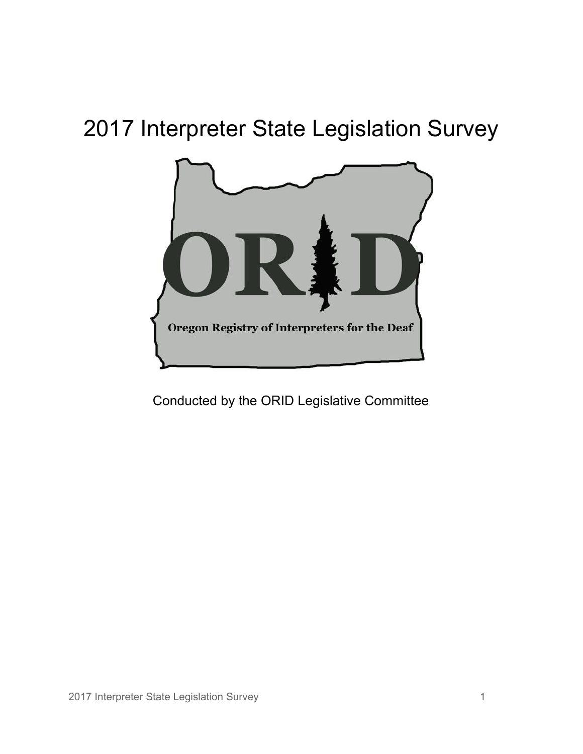# 2017 Interpreter State Legislation Survey

ORID

Oregon Registry of Interpreters for the Deaf

Conducted by the ORID Legislative Committee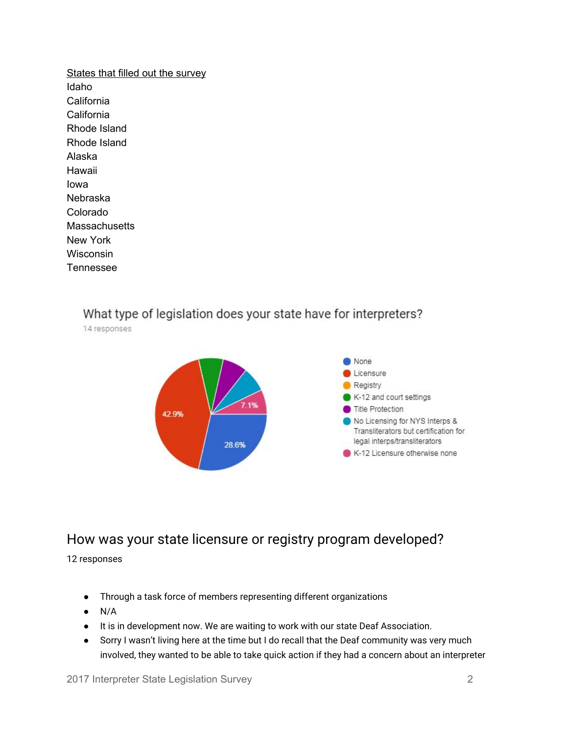States that filled out the survey

Idaho
California
California
Rhode Island
Rhode Island
Alaska
Hawaii
Iowa
Nebraska
Colorado
Massachusetts
New York
Wisconsin
Tennessee

What type of legislation does your state have for interpreters?

14 responses

- None: 28.6%
- Licensure: 42.9%
- Registry
- K-12 and court settings
- Title Protection
- No Licensing for NYS Interps & Transliterators but certification for legal interps/transliterators
- K-12 Licensure otherwise none: 7.1%

## How was your state licensure or registry program developed?

12 responses

- Through a task force of members representing different organizations
- N/A
- It is in development now. We are waiting to work with our state Deaf Association.
- Sorry I wasn't living here at the time but I do recall that the Deaf community was very much involved, they wanted to be able to take quick action if they had a concern about an interpreter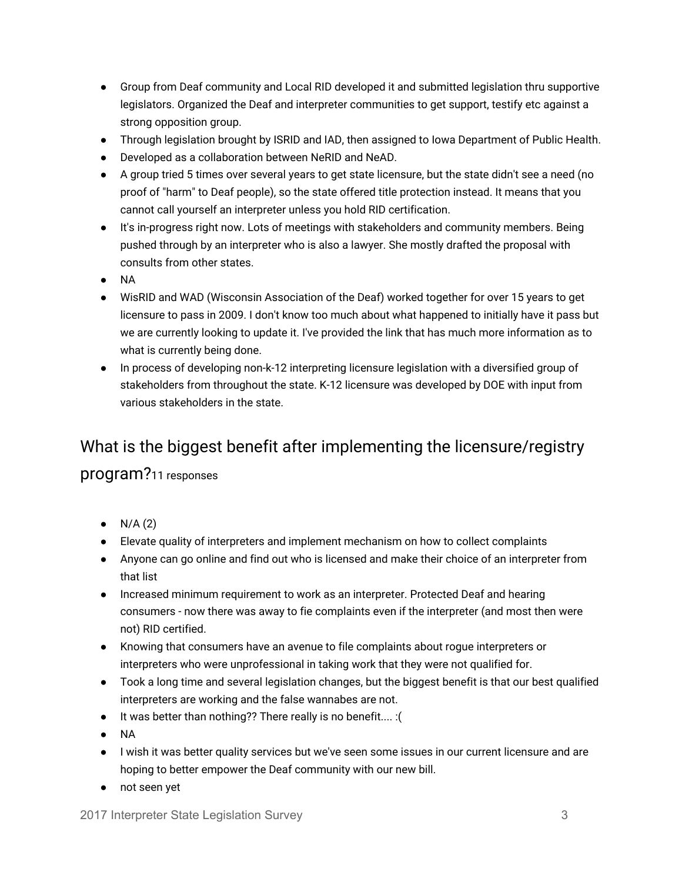- Group from Deaf community and Local RID developed it and submitted legislation thru supportive legislators. Organized the Deaf and interpreter communities to get support, testify etc against a strong opposition group.
- Through legislation brought by ISRID and IAD, then assigned to Iowa Department of Public Health.
- Developed as a collaboration between NeRID and NeAD.
- A group tried 5 times over several years to get state licensure, but the state didn't see a need (no proof of "harm" to Deaf people), so the state offered title protection instead. It means that you cannot call yourself an interpreter unless you hold RID certification.
- It's in-progress right now. Lots of meetings with stakeholders and community members. Being pushed through by an interpreter who is also a lawyer. She mostly drafted the proposal with consults from other states.
- NA
- WisRID and WAD (Wisconsin Association of the Deaf) worked together for over 15 years to get licensure to pass in 2009. I don't know too much about what happened to initially have it pass but we are currently looking to update it. I've provided the link that has much more information as to what is currently being done.
- In process of developing non-k-12 interpreting licensure legislation with a diversified group of stakeholders from throughout the state. K-12 licensure was developed by DOE with input from various stakeholders in the state.

## What is the biggest benefit after implementing the licensure/registry program?11 responses

- N/A (2)
- Elevate quality of interpreters and implement mechanism on how to collect complaints
- Anyone can go online and find out who is licensed and make their choice of an interpreter from that list
- Increased minimum requirement to work as an interpreter. Protected Deaf and hearing consumers - now there was away to fie complaints even if the interpreter (and most then were not) RID certified.
- Knowing that consumers have an avenue to file complaints about rogue interpreters or interpreters who were unprofessional in taking work that they were not qualified for.
- Took a long time and several legislation changes, but the biggest benefit is that our best qualified interpreters are working and the false wannabes are not.
- It was better than nothing?? There really is no benefit.... :(
- NA
- I wish it was better quality services but we've seen some issues in our current licensure and are hoping to better empower the Deaf community with our new bill.
- not seen yet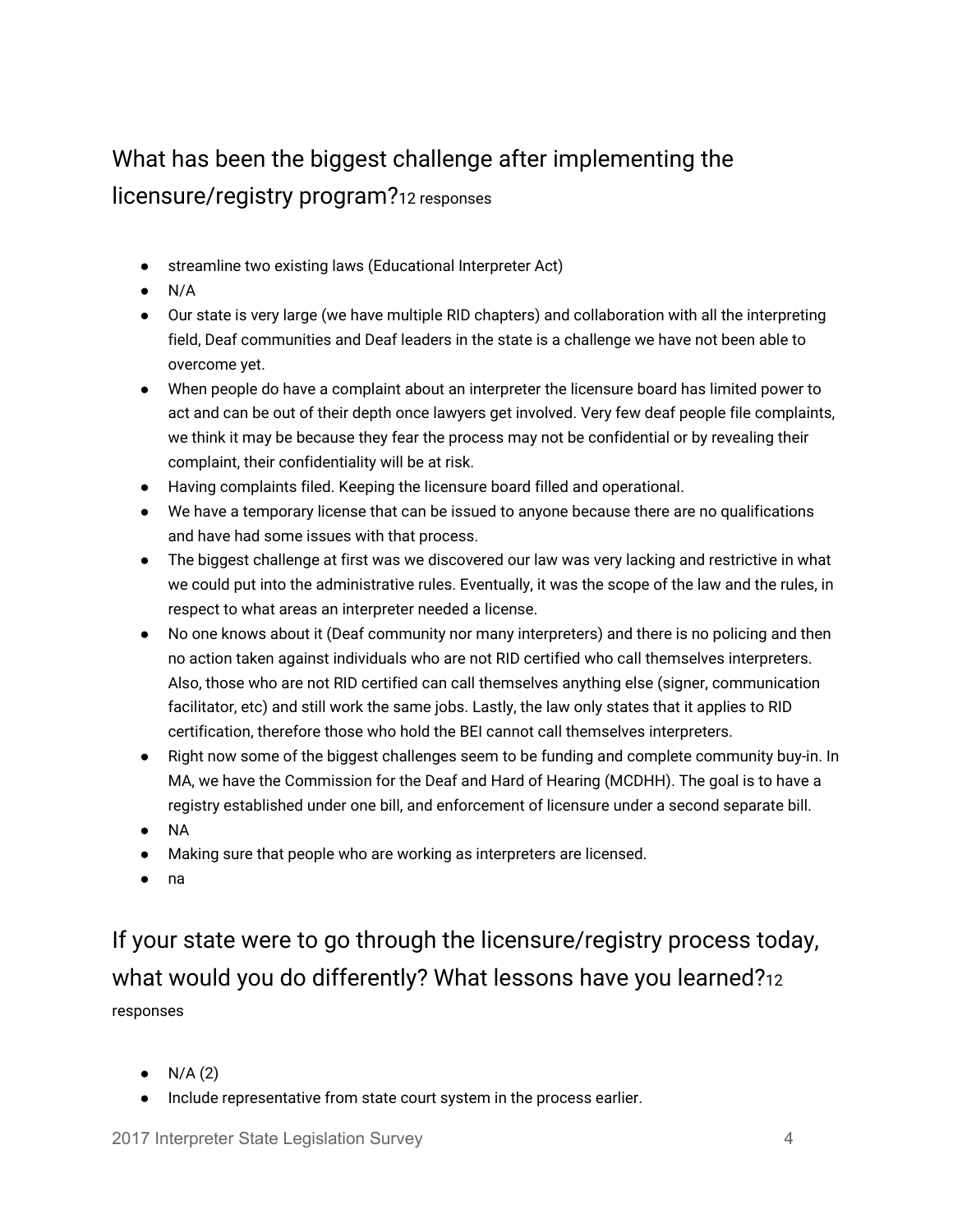## What has been the biggest challenge after implementing the licensure/registry program?12 responses

- streamline two existing laws (Educational Interpreter Act)
- N/A
- Our state is very large (we have multiple RID chapters) and collaboration with all the interpreting field, Deaf communities and Deaf leaders in the state is a challenge we have not been able to overcome yet.
- When people do have a complaint about an interpreter the licensure board has limited power to act and can be out of their depth once lawyers get involved. Very few deaf people file complaints, we think it may be because they fear the process may not be confidential or by revealing their complaint, their confidentiality will be at risk.
- Having complaints filed. Keeping the licensure board filled and operational.
- We have a temporary license that can be issued to anyone because there are no qualifications and have had some issues with that process.
- The biggest challenge at first was we discovered our law was very lacking and restrictive in what we could put into the administrative rules. Eventually, it was the scope of the law and the rules, in respect to what areas an interpreter needed a license.
- No one knows about it (Deaf community nor many interpreters) and there is no policing and then no action taken against individuals who are not RID certified who call themselves interpreters. Also, those who are not RID certified can call themselves anything else (signer, communication facilitator, etc) and still work the same jobs. Lastly, the law only states that it applies to RID certification, therefore those who hold the BEI cannot call themselves interpreters.
- Right now some of the biggest challenges seem to be funding and complete community buy-in. In MA, we have the Commission for the Deaf and Hard of Hearing (MCDHH). The goal is to have a registry established under one bill, and enforcement of licensure under a second separate bill.
- NA
- Making sure that people who are working as interpreters are licensed.
- na

## If your state were to go through the licensure/registry process today, what would you do differently? What lessons have you learned?12 responses

- N/A (2)
- Include representative from state court system in the process earlier.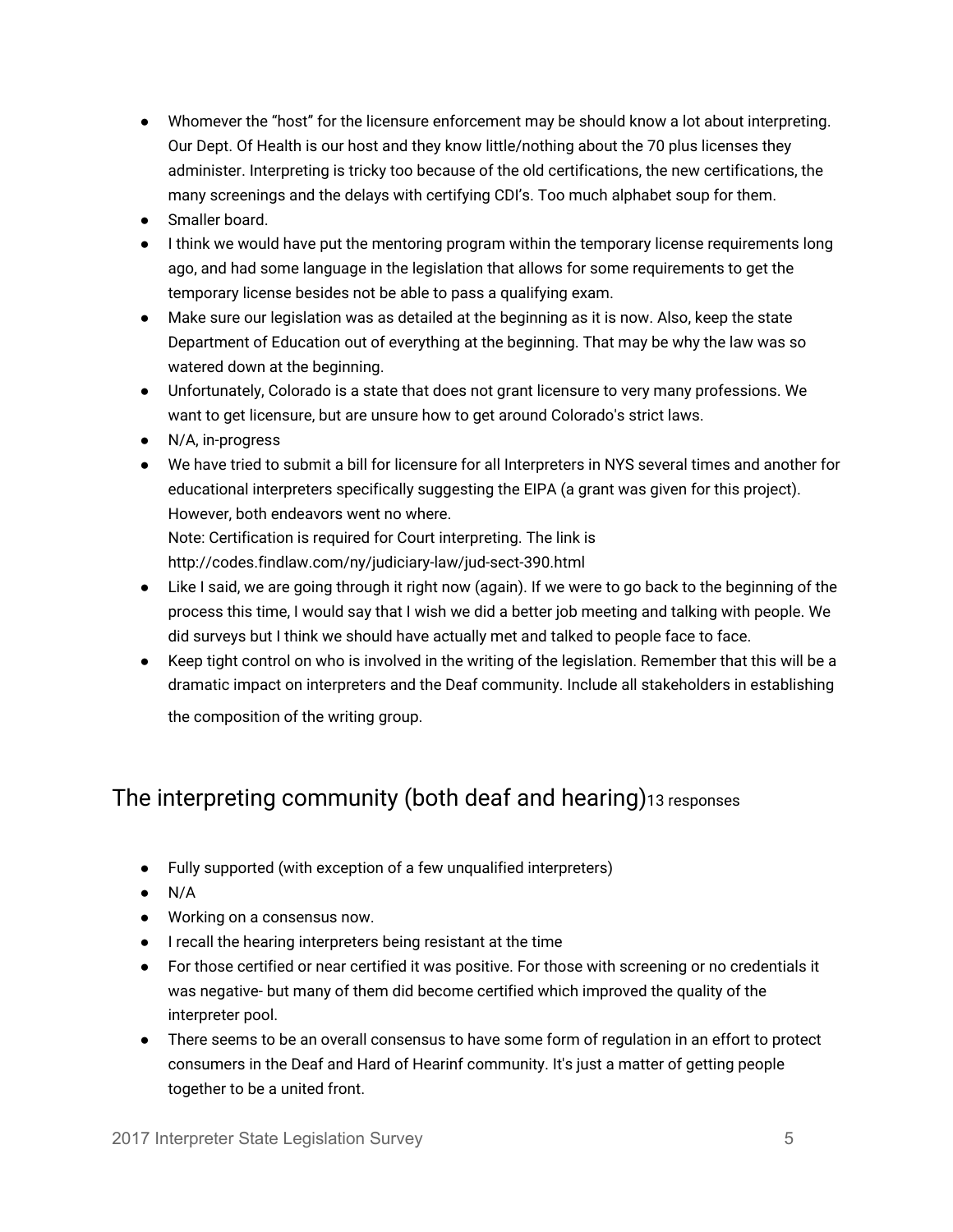- Whomever the "host" for the licensure enforcement may be should know a lot about interpreting. Our Dept. Of Health is our host and they know little/nothing about the 70 plus licenses they administer. Interpreting is tricky too because of the old certifications, the new certifications, the many screenings and the delays with certifying CDI's. Too much alphabet soup for them.
- Smaller board.
- I think we would have put the mentoring program within the temporary license requirements long ago, and had some language in the legislation that allows for some requirements to get the temporary license besides not be able to pass a qualifying exam.
- Make sure our legislation was as detailed at the beginning as it is now. Also, keep the state Department of Education out of everything at the beginning. That may be why the law was so watered down at the beginning.
- Unfortunately, Colorado is a state that does not grant licensure to very many professions. We want to get licensure, but are unsure how to get around Colorado's strict laws.
- N/A, in-progress
- We have tried to submit a bill for licensure for all Interpreters in NYS several times and another for educational interpreters specifically suggesting the EIPA (a grant was given for this project). However, both endeavors went no where.
  Note: Certification is required for Court interpreting. The link is http://codes.findlaw.com/ny/judiciary-law/jud-sect-390.html
- Like I said, we are going through it right now (again). If we were to go back to the beginning of the process this time, I would say that I wish we did a better job meeting and talking with people. We did surveys but I think we should have actually met and talked to people face to face.
- Keep tight control on who is involved in the writing of the legislation. Remember that this will be a dramatic impact on interpreters and the Deaf community. Include all stakeholders in establishing the composition of the writing group.

## The interpreting community (both deaf and hearing) 13 responses

- Fully supported (with exception of a few unqualified interpreters)
- N/A
- Working on a consensus now.
- I recall the hearing interpreters being resistant at the time
- For those certified or near certified it was positive. For those with screening or no credentials it was negative- but many of them did become certified which improved the quality of the interpreter pool.
- There seems to be an overall consensus to have some form of regulation in an effort to protect consumers in the Deaf and Hard of Hearinf community. It's just a matter of getting people together to be a united front.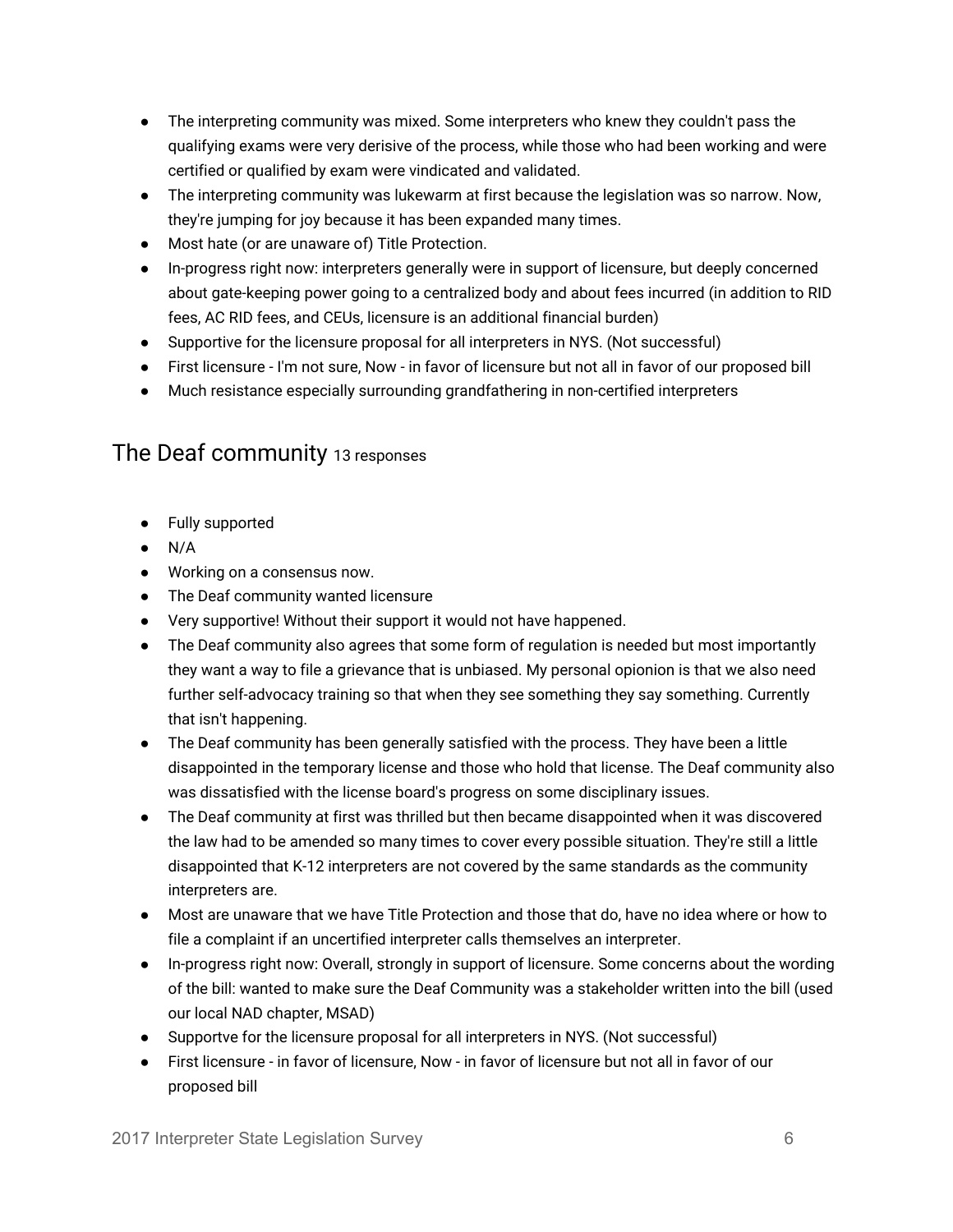- The interpreting community was mixed. Some interpreters who knew they couldn't pass the qualifying exams were very derisive of the process, while those who had been working and were certified or qualified by exam were vindicated and validated.
- The interpreting community was lukewarm at first because the legislation was so narrow. Now, they're jumping for joy because it has been expanded many times.
- Most hate (or are unaware of) Title Protection.
- In-progress right now: interpreters generally were in support of licensure, but deeply concerned about gate-keeping power going to a centralized body and about fees incurred (in addition to RID fees, AC RID fees, and CEUs, licensure is an additional financial burden)
- Supportive for the licensure proposal for all interpreters in NYS. (Not successful)
- First licensure - I'm not sure, Now - in favor of licensure but not all in favor of our proposed bill
- Much resistance especially surrounding grandfathering in non-certified interpreters

## The Deaf community 13 responses

- Fully supported
- N/A
- Working on a consensus now.
- The Deaf community wanted licensure
- Very supportive! Without their support it would not have happened.
- The Deaf community also agrees that some form of regulation is needed but most importantly they want a way to file a grievance that is unbiased. My personal opionion is that we also need further self-advocacy training so that when they see something they say something. Currently that isn't happening.
- The Deaf community has been generally satisfied with the process. They have been a little disappointed in the temporary license and those who hold that license. The Deaf community also was dissatisfied with the license board's progress on some disciplinary issues.
- The Deaf community at first was thrilled but then became disappointed when it was discovered the law had to be amended so many times to cover every possible situation. They're still a little disappointed that K-12 interpreters are not covered by the same standards as the community interpreters are.
- Most are unaware that we have Title Protection and those that do, have no idea where or how to file a complaint if an uncertified interpreter calls themselves an interpreter.
- In-progress right now: Overall, strongly in support of licensure. Some concerns about the wording of the bill: wanted to make sure the Deaf Community was a stakeholder written into the bill (used our local NAD chapter, MSAD)
- Supportve for the licensure proposal for all interpreters in NYS. (Not successful)
- First licensure - in favor of licensure, Now - in favor of licensure but not all in favor of our proposed bill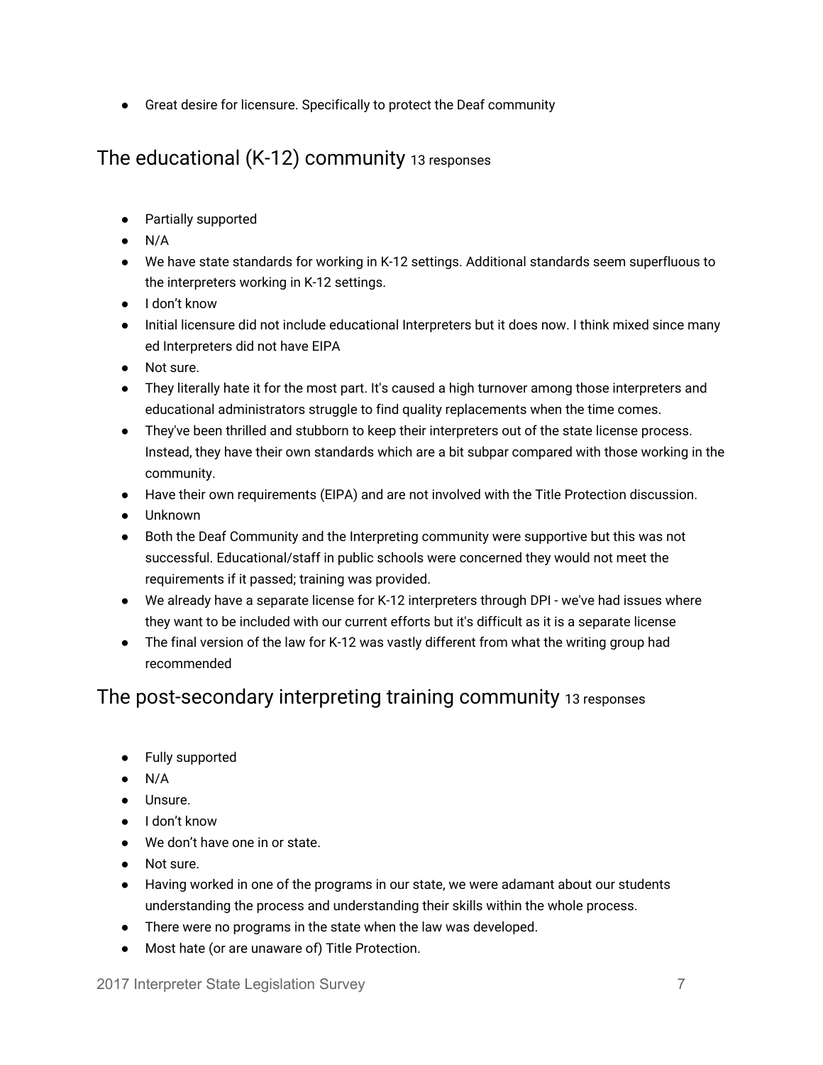- Great desire for licensure. Specifically to protect the Deaf community

## The educational (K-12) community 13 responses

- Partially supported
- N/A
- We have state standards for working in K-12 settings. Additional standards seem superfluous to the interpreters working in K-12 settings.
- I don't know
- Initial licensure did not include educational Interpreters but it does now. I think mixed since many ed Interpreters did not have EIPA
- Not sure.
- They literally hate it for the most part. It's caused a high turnover among those interpreters and educational administrators struggle to find quality replacements when the time comes.
- They've been thrilled and stubborn to keep their interpreters out of the state license process. Instead, they have their own standards which are a bit subpar compared with those working in the community.
- Have their own requirements (EIPA) and are not involved with the Title Protection discussion.
- Unknown
- Both the Deaf Community and the Interpreting community were supportive but this was not successful. Educational/staff in public schools were concerned they would not meet the requirements if it passed; training was provided.
- We already have a separate license for K-12 interpreters through DPI - we've had issues where they want to be included with our current efforts but it's difficult as it is a separate license
- The final version of the law for K-12 was vastly different from what the writing group had recommended

## The post-secondary interpreting training community 13 responses

- Fully supported
- N/A
- Unsure.
- I don't know
- We don't have one in or state.
- Not sure.
- Having worked in one of the programs in our state, we were adamant about our students understanding the process and understanding their skills within the whole process.
- There were no programs in the state when the law was developed.
- Most hate (or are unaware of) Title Protection.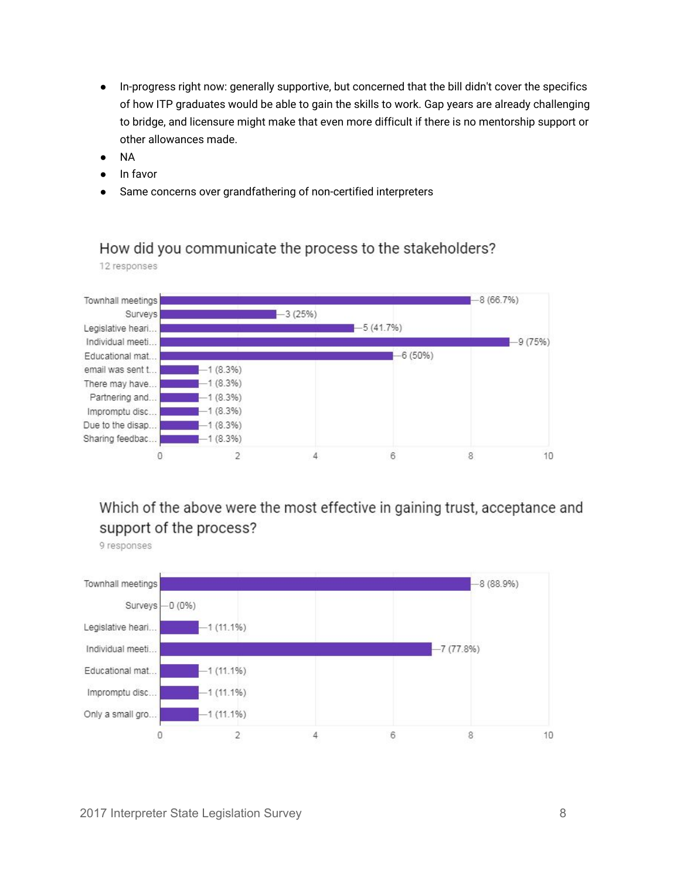- In-progress right now: generally supportive, but concerned that the bill didn't cover the specifics of how ITP graduates would be able to gain the skills to work. Gap years are already challenging to bridge, and licensure might make that even more difficult if there is no mentorship support or other allowances made.
- NA
- In favor
- Same concerns over grandfathering of non-certified interpreters

## How did you communicate the process to the stakeholders?

12 responses

| Response | Count (%) |
| --- | --- |
| Townhall meetings | 8 (66.7%) |
| Surveys | 3 (25%) |
| Legislative heari... | 5 (41.7%) |
| Individual meeti... | 9 (75%) |
| Educational mat... | 6 (50%) |
| email was sent t... | 1 (8.3%) |
| There may have... | 1 (8.3%) |
| Partnering and... | 1 (8.3%) |
| Impromptu disc... | 1 (8.3%) |
| Due to the disap... | 1 (8.3%) |
| Sharing feedbac... | 1 (8.3%) |

## Which of the above were the most effective in gaining trust, acceptance and support of the process?

9 responses

| Response | Count (%) |
| --- | --- |
| Townhall meetings | 8 (88.9%) |
| Surveys | 0 (0%) |
| Legislative heari... | 1 (11.1%) |
| Individual meeti... | 7 (77.8%) |
| Educational mat... | 1 (11.1%) |
| Impromptu disc... | 1 (11.1%) |
| Only a small gro... | 1 (11.1%) |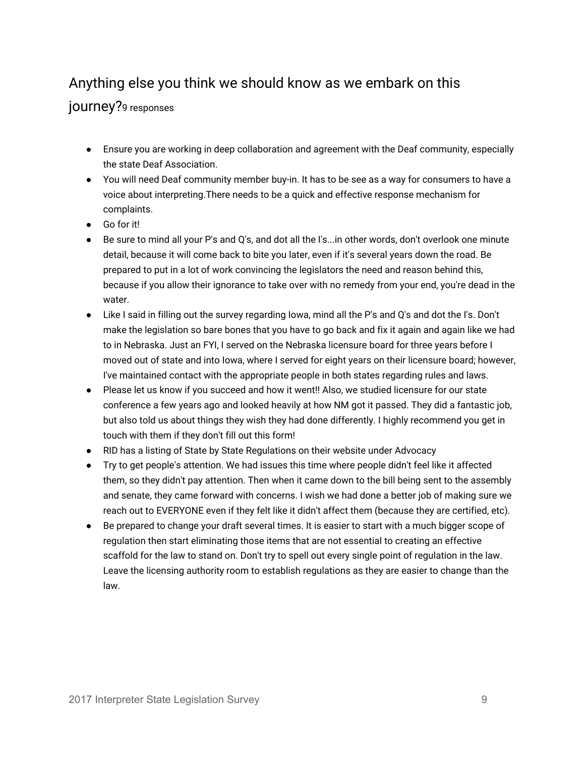## Anything else you think we should know as we embark on this journey?

9 responses

- Ensure you are working in deep collaboration and agreement with the Deaf community, especially the state Deaf Association.
- You will need Deaf community member buy-in. It has to be see as a way for consumers to have a voice about interpreting.There needs to be a quick and effective response mechanism for complaints.
- Go for it!
- Be sure to mind all your P's and Q's, and dot all the I's...in other words, don't overlook one minute detail, because it will come back to bite you later, even if it's several years down the road. Be prepared to put in a lot of work convincing the legislators the need and reason behind this, because if you allow their ignorance to take over with no remedy from your end, you're dead in the water.
- Like I said in filling out the survey regarding Iowa, mind all the P's and Q's and dot the I's. Don't make the legislation so bare bones that you have to go back and fix it again and again like we had to in Nebraska. Just an FYI, I served on the Nebraska licensure board for three years before I moved out of state and into Iowa, where I served for eight years on their licensure board; however, I've maintained contact with the appropriate people in both states regarding rules and laws.
- Please let us know if you succeed and how it went!! Also, we studied licensure for our state conference a few years ago and looked heavily at how NM got it passed. They did a fantastic job, but also told us about things they wish they had done differently. I highly recommend you get in touch with them if they don't fill out this form!
- RID has a listing of State by State Regulations on their website under Advocacy
- Try to get people's attention. We had issues this time where people didn't feel like it affected them, so they didn't pay attention. Then when it came down to the bill being sent to the assembly and senate, they came forward with concerns. I wish we had done a better job of making sure we reach out to EVERYONE even if they felt like it didn't affect them (because they are certified, etc).
- Be prepared to change your draft several times. It is easier to start with a much bigger scope of regulation then start eliminating those items that are not essential to creating an effective scaffold for the law to stand on. Don't try to spell out every single point of regulation in the law. Leave the licensing authority room to establish regulations as they are easier to change than the law.